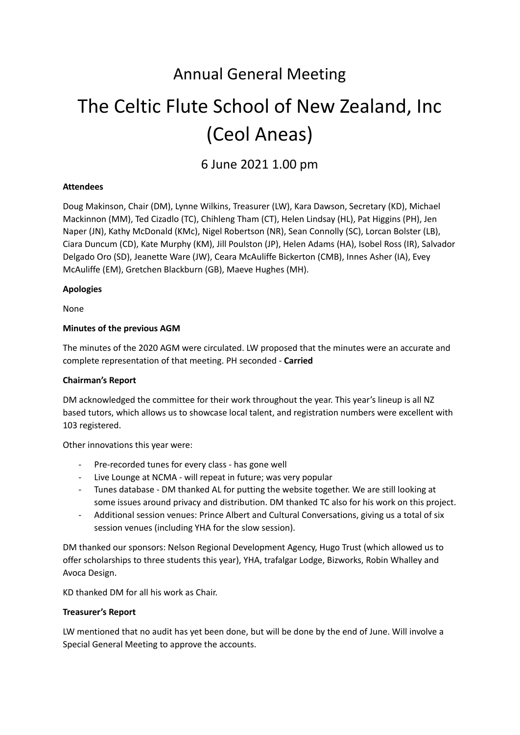# Annual General Meeting

# The Celtic Flute School of New Zealand, Inc (Ceol Aneas)

## 6 June 2021 1.00 pm

**Attendees**

Doug Makinson, Chair (DM), Lynne Wilkins, Treasurer (LW), Kara Dawson, Secretary (KD), Michael Mackinnon (MM), Ted Cizadlo (TC), Chihleng Tham (CT), Helen Lindsay (HL), Pat Higgins (PH), Jen Naper (JN), Kathy McDonald (KMc), Nigel Robertson (NR), Sean Connolly (SC), Lorcan Bolster (LB), Ciara Duncum (CD), Kate Murphy (KM), Jill Poulston (JP), Helen Adams (HA), Isobel Ross (IR), Salvador Delgado Oro (SD), Jeanette Ware (JW), Ceara McAuliffe Bickerton (CMB), Innes Asher (IA), Evey McAuliffe (EM), Gretchen Blackburn (GB), Maeve Hughes (MH).

**Apologies**

None

**Minutes of the previous AGM**

The minutes of the 2020 AGM were circulated. LW proposed that the minutes were an accurate and complete representation of that meeting. PH seconded - **Carried**

**Chairman's Report**

DM acknowledged the committee for their work throughout the year. This year's lineup is all NZ based tutors, which allows us to showcase local talent, and registration numbers were excellent with 103 registered.

Other innovations this year were:

- Pre-recorded tunes for every class - has gone well
- Live Lounge at NCMA - will repeat in future; was very popular
- Tunes database - DM thanked AL for putting the website together. We are still looking at some issues around privacy and distribution. DM thanked TC also for his work on this project.
- Additional session venues: Prince Albert and Cultural Conversations, giving us a total of six session venues (including YHA for the slow session).

DM thanked our sponsors: Nelson Regional Development Agency, Hugo Trust (which allowed us to offer scholarships to three students this year), YHA, trafalgar Lodge, Bizworks, Robin Whalley and Avoca Design.

KD thanked DM for all his work as Chair.

**Treasurer's Report**

LW mentioned that no audit has yet been done, but will be done by the end of June. Will involve a Special General Meeting to approve the accounts.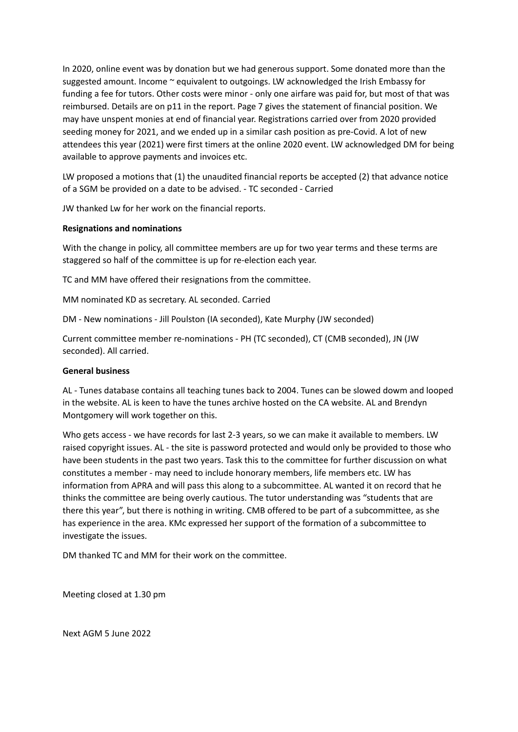In 2020, online event was by donation but we had generous support. Some donated more than the suggested amount. Income ~ equivalent to outgoings. LW acknowledged the Irish Embassy for funding a fee for tutors. Other costs were minor - only one airfare was paid for, but most of that was reimbursed. Details are on p11 in the report. Page 7 gives the statement of financial position. We may have unspent monies at end of financial year. Registrations carried over from 2020 provided seeding money for 2021, and we ended up in a similar cash position as pre-Covid. A lot of new attendees this year (2021) were first timers at the online 2020 event. LW acknowledged DM for being available to approve payments and invoices etc.

LW proposed a motions that (1) the unaudited financial reports be accepted (2) that advance notice of a SGM be provided on a date to be advised. - TC seconded - Carried

JW thanked Lw for her work on the financial reports.

**Resignations and nominations**

With the change in policy, all committee members are up for two year terms and these terms are staggered so half of the committee is up for re-election each year.

TC and MM have offered their resignations from the committee.

MM nominated KD as secretary. AL seconded. Carried

DM - New nominations - Jill Poulston (IA seconded), Kate Murphy (JW seconded)

Current committee member re-nominations - PH (TC seconded), CT (CMB seconded), JN (JW seconded). All carried.

**General business**

AL - Tunes database contains all teaching tunes back to 2004. Tunes can be slowed dowm and looped in the website. AL is keen to have the tunes archive hosted on the CA website. AL and Brendyn Montgomery will work together on this.

Who gets access - we have records for last 2-3 years, so we can make it available to members. LW raised copyright issues. AL - the site is password protected and would only be provided to those who have been students in the past two years. Task this to the committee for further discussion on what constitutes a member - may need to include honorary members, life members etc. LW has information from APRA and will pass this along to a subcommittee. AL wanted it on record that he thinks the committee are being overly cautious. The tutor understanding was "students that are there this year", but there is nothing in writing. CMB offered to be part of a subcommittee, as she has experience in the area. KMc expressed her support of the formation of a subcommittee to investigate the issues.

DM thanked TC and MM for their work on the committee.

Meeting closed at 1.30 pm

Next AGM 5 June 2022